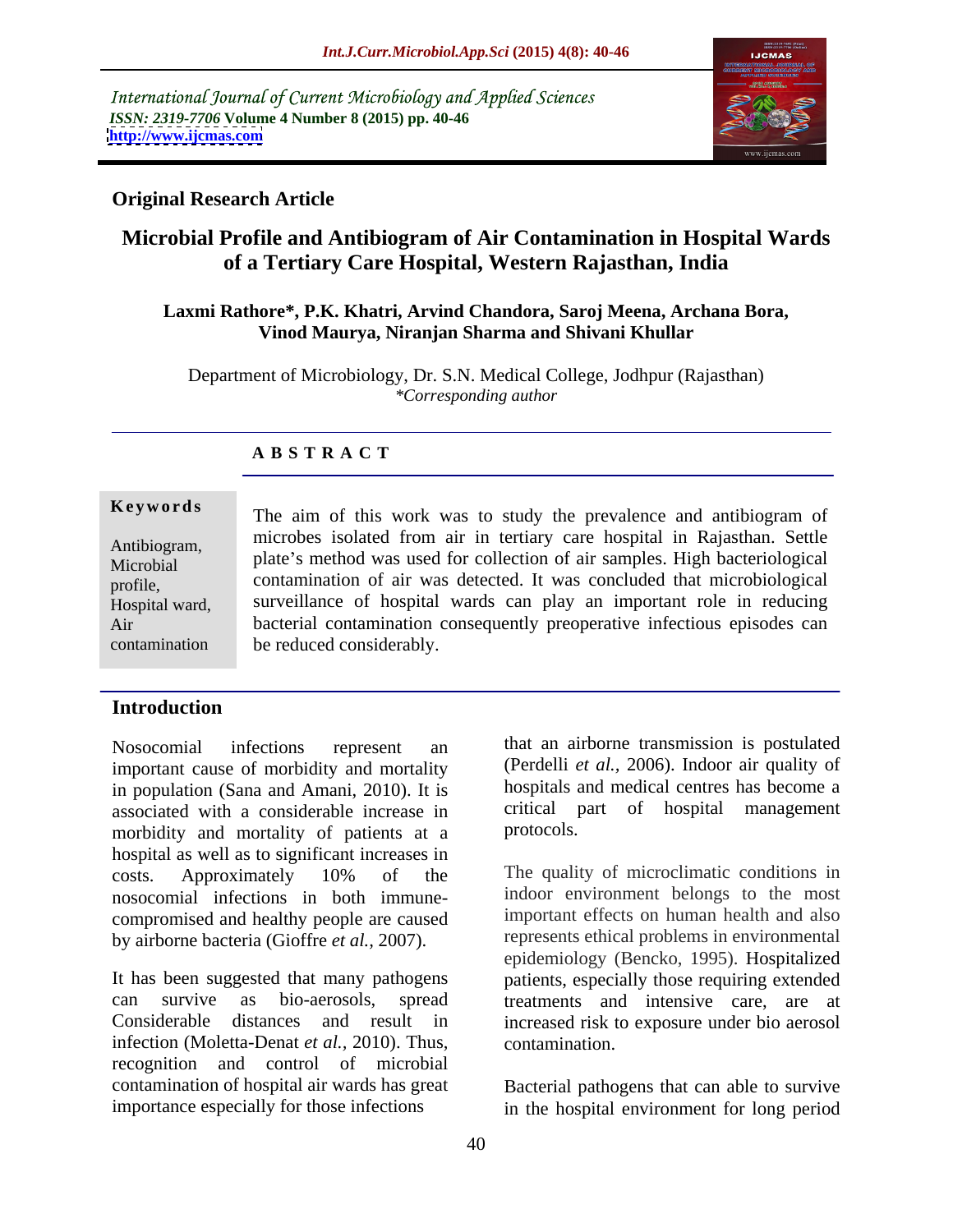International Journal of Current Microbiology and Applied Sciences
*ISSN: 2319-7706* **Volume 4 Number 8 (2015) pp. 40-46**
**http://www.ijcmas.com**

**Original Research Article**

# Microbial Profile and Antibiogram of Air Contamination in Hospital Wards of a Tertiary Care Hospital, Western Rajasthan, India

**Laxmi Rathore*, P.K. Khatri, Arvind Chandora, Saroj Meena, Archana Bora, Vinod Maurya, Niranjan Sharma and Shivani Khullar**

Department of Microbiology, Dr. S.N. Medical College, Jodhpur (Rajasthan)
*\*Corresponding author*

## A B S T R A C T

**Keywords**

Antibiogram, Microbial profile, Hospital ward, Air contamination

The aim of this work was to study the prevalence and antibiogram of microbes isolated from air in tertiary care hospital in Rajasthan. Settle plate's method was used for collection of air samples. High bacteriological contamination of air was detected. It was concluded that microbiological surveillance of hospital wards can play an important role in reducing bacterial contamination consequently preoperative infectious episodes can be reduced considerably.

## Introduction

Nosocomial infections represent an important cause of morbidity and mortality in population (Sana and Amani, 2010). It is associated with a considerable increase in morbidity and mortality of patients at a hospital as well as to significant increases in costs. Approximately 10% of the nosocomial infections in both immune-compromised and healthy people are caused by airborne bacteria (Gioffre *et al.,* 2007).

It has been suggested that many pathogens can survive as bio-aerosols, spread Considerable distances and result in infection (Moletta-Denat *et al.,* 2010). Thus, recognition and control of microbial contamination of hospital air wards has great importance especially for those infections that an airborne transmission is postulated (Perdelli *et al.,* 2006). Indoor air quality of hospitals and medical centres has become a critical part of hospital management protocols.

The quality of microclimatic conditions in indoor environment belongs to the most important effects on human health and also represents ethical problems in environmental epidemiology (Bencko, 1995). Hospitalized patients, especially those requiring extended treatments and intensive care, are at increased risk to exposure under bio aerosol contamination.

Bacterial pathogens that can able to survive in the hospital environment for long period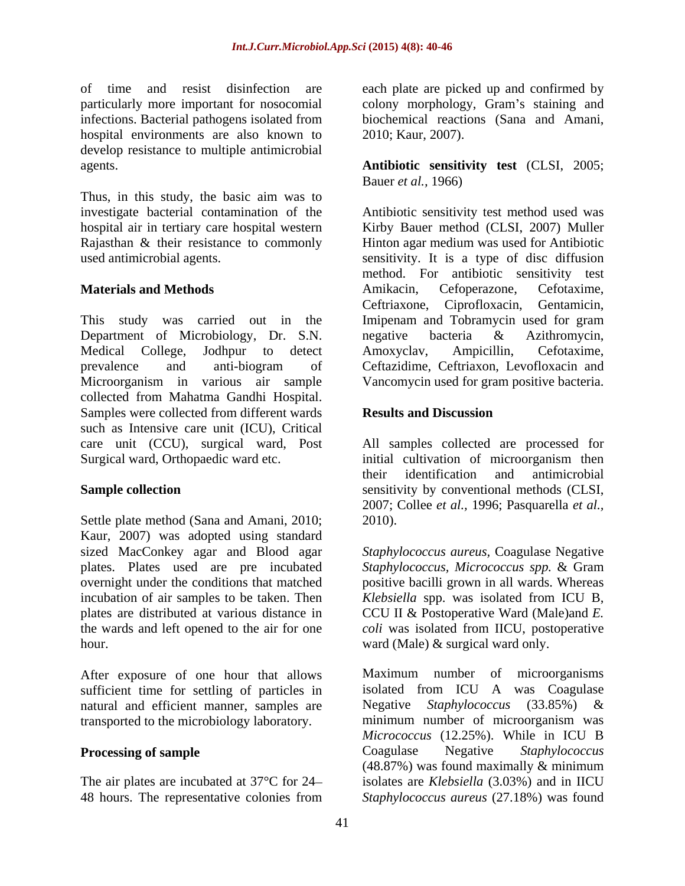of time and resist disinfection are particularly more important for nosocomial infections. Bacterial pathogens isolated from hospital environments are also known to develop resistance to multiple antimicrobial agents.

Thus, in this study, the basic aim was to investigate bacterial contamination of the hospital air in tertiary care hospital western Rajasthan & their resistance to commonly used antimicrobial agents.

## Materials and Methods

This study was carried out in the Department of Microbiology, Dr. S.N. Medical College, Jodhpur to detect prevalence and anti-biogram of Microorganism in various air sample collected from Mahatma Gandhi Hospital. Samples were collected from different wards such as Intensive care unit (ICU), Critical care unit (CCU), surgical ward, Post Surgical ward, Orthopaedic ward etc.

### Sample collection

Settle plate method (Sana and Amani, 2010; Kaur, 2007) was adopted using standard sized MacConkey agar and Blood agar plates. Plates used are pre incubated overnight under the conditions that matched incubation of air samples to be taken. Then plates are distributed at various distance in the wards and left opened to the air for one hour.

After exposure of one hour that allows sufficient time for settling of particles in natural and efficient manner, samples are transported to the microbiology laboratory.

### Processing of sample

The air plates are incubated at 37°C for 24–48 hours. The representative colonies from each plate are picked up and confirmed by colony morphology, Gram's staining and biochemical reactions (Sana and Amani, 2010; Kaur, 2007).

**Antibiotic sensitivity test** (CLSI, 2005; Bauer *et al.,* 1966)

Antibiotic sensitivity test method used was Kirby Bauer method (CLSI, 2007) Muller Hinton agar medium was used for Antibiotic sensitivity. It is a type of disc diffusion method. For antibiotic sensitivity test Amikacin, Cefoperazone, Cefotaxime, Ceftriaxone, Ciprofloxacin, Gentamicin, Imipenam and Tobramycin used for gram negative bacteria & Azithromycin, Amoxyclav, Ampicillin, Cefotaxime, Ceftazidime, Ceftriaxon, Levofloxacin and Vancomycin used for gram positive bacteria.

## Results and Discussion

All samples collected are processed for initial cultivation of microorganism then their identification and antimicrobial sensitivity by conventional methods (CLSI, 2007; Collee *et al.,* 1996; Pasquarella *et al.,* 2010).

*Staphylococcus aureus,* Coagulase Negative *Staphylococcus, Micrococcus spp.* & Gram positive bacilli grown in all wards. Whereas *Klebsiella* spp. was isolated from ICU B, CCU II & Postoperative Ward (Male)and *E. coli* was isolated from IICU, postoperative ward (Male) & surgical ward only.

Maximum number of microorganisms isolated from ICU A was Coagulase Negative *Staphylococcus* (33.85%) & minimum number of microorganism was *Micrococcus* (12.25%). While in ICU B Coagulase Negative *Staphylococcus* (48.87%) was found maximally & minimum isolates are *Klebsiella* (3.03%) and in IICU *Staphylococcus aureus* (27.18%) was found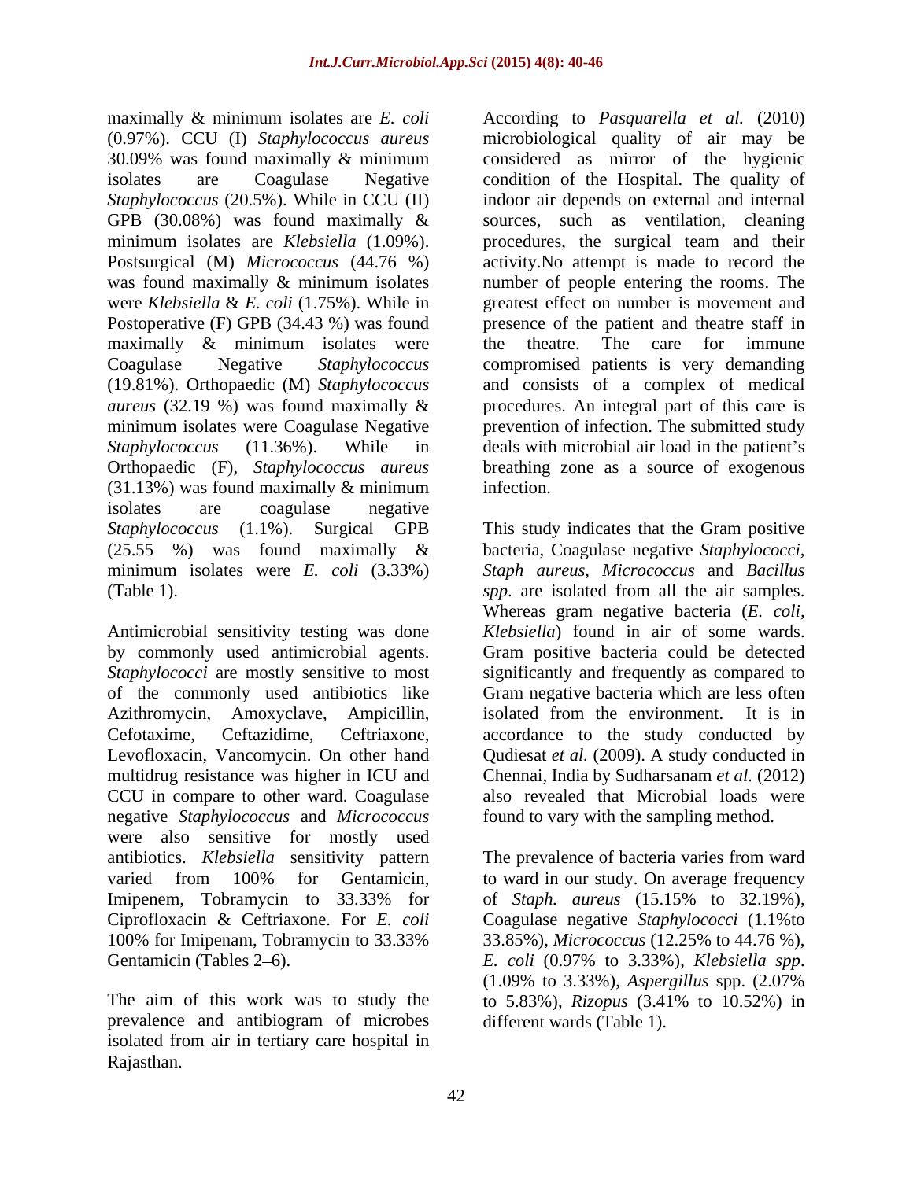maximally & minimum isolates are *E. coli* (0.97%). CCU (I) *Staphylococcus aureus* 30.09% was found maximally & minimum isolates are Coagulase Negative *Staphylococcus* (20.5%). While in CCU (II) GPB (30.08%) was found maximally & minimum isolates are *Klebsiella* (1.09%). Postsurgical (M) *Micrococcus* (44.76 %) was found maximally & minimum isolates were *Klebsiella* & *E. coli* (1.75%). While in Postoperative (F) GPB (34.43 %) was found maximally & minimum isolates were Coagulase Negative *Staphylococcus* (19.81%). Orthopaedic (M) *Staphylococcus aureus* (32.19 %) was found maximally & minimum isolates were Coagulase Negative *Staphylococcus* (11.36%). While in Orthopaedic (F), *Staphylococcus aureus* (31.13%) was found maximally & minimum isolates are coagulase negative *Staphylococcus* (1.1%). Surgical GPB (25.55 %) was found maximally & minimum isolates were *E. coli* (3.33%) (Table 1).

Antimicrobial sensitivity testing was done by commonly used antimicrobial agents. *Staphylococci* are mostly sensitive to most of the commonly used antibiotics like Azithromycin, Amoxyclave, Ampicillin, Cefotaxime, Ceftazidime, Ceftriaxone, Levofloxacin, Vancomycin. On other hand multidrug resistance was higher in ICU and CCU in compare to other ward. Coagulase negative *Staphylococcus* and *Micrococcus* were also sensitive for mostly used antibiotics. *Klebsiella* sensitivity pattern varied from 100% for Gentamicin, Imipenem, Tobramycin to 33.33% for Ciprofloxacin & Ceftriaxone. For *E. coli* 100% for Imipenam, Tobramycin to 33.33% Gentamicin (Tables 2–6).

The aim of this work was to study the prevalence and antibiogram of microbes isolated from air in tertiary care hospital in Rajasthan.

According to *Pasquarella et al.* (2010) microbiological quality of air may be considered as mirror of the hygienic condition of the Hospital. The quality of indoor air depends on external and internal sources, such as ventilation, cleaning procedures, the surgical team and their activity.No attempt is made to record the number of people entering the rooms. The greatest effect on number is movement and presence of the patient and theatre staff in the theatre. The care for immune compromised patients is very demanding and consists of a complex of medical procedures. An integral part of this care is prevention of infection. The submitted study deals with microbial air load in the patient's breathing zone as a source of exogenous infection.

This study indicates that the Gram positive bacteria, Coagulase negative *Staphylococci, Staph aureus, Micrococcus* and *Bacillus spp*. are isolated from all the air samples. Whereas gram negative bacteria (*E. coli, Klebsiella*) found in air of some wards. Gram positive bacteria could be detected significantly and frequently as compared to Gram negative bacteria which are less often isolated from the environment. It is in accordance to the study conducted by Qudiesat *et al.* (2009). A study conducted in Chennai, India by Sudharsanam *et al.* (2012) also revealed that Microbial loads were found to vary with the sampling method.

The prevalence of bacteria varies from ward to ward in our study. On average frequency of *Staph. aureus* (15.15% to 32.19%), Coagulase negative *Staphylococci* (1.1%to 33.85%), *Micrococcus* (12.25% to 44.76 %), *E. coli* (0.97% to 3.33%), *Klebsiella spp*. (1.09% to 3.33%), *Aspergillus* spp. (2.07% to 5.83%), *Rizopus* (3.41% to 10.52%) in different wards (Table 1).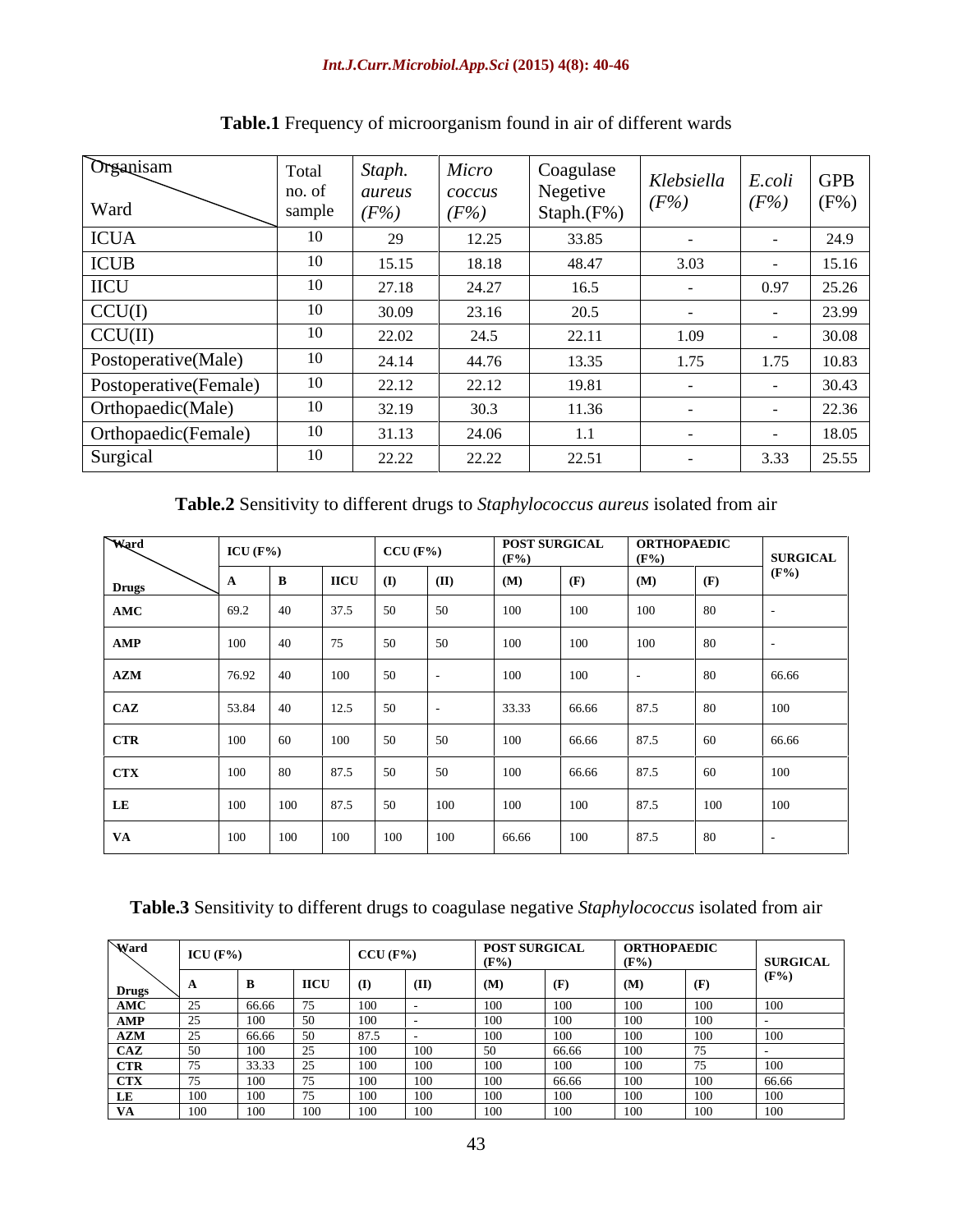**Table.1** Frequency of microorganism found in air of different wards

| Organisam / Ward | Total no. of sample | *Staph. aureus (F%)* | *Micro coccus (F%)* | Coagulase Negetive Staph.(F%) | *Klebsiella (F%)* | *E.coli (F%)* | GPB (F%) |
|---|---|---|---|---|---|---|---|
| ICUA | 10 | 29 | 12.25 | 33.85 | - | - | 24.9 |
| ICUB | 10 | 15.15 | 18.18 | 48.47 | 3.03 | - | 15.16 |
| IICU | 10 | 27.18 | 24.27 | 16.5 | - | 0.97 | 25.26 |
| CCU(I) | 10 | 30.09 | 23.16 | 20.5 | - | - | 23.99 |
| CCU(II) | 10 | 22.02 | 24.5 | 22.11 | 1.09 | - | 30.08 |
| Postoperative(Male) | 10 | 24.14 | 44.76 | 13.35 | 1.75 | 1.75 | 10.83 |
| Postoperative(Female) | 10 | 22.12 | 22.12 | 19.81 | - | - | 30.43 |
| Orthopaedic(Male) | 10 | 32.19 | 30.3 | 11.36 | - | - | 22.36 |
| Orthopaedic(Female) | 10 | 31.13 | 24.06 | 1.1 | - | - | 18.05 |
| Surgical | 10 | 22.22 | 22.22 | 22.51 | - | 3.33 | 25.55 |

**Table.2** Sensitivity to different drugs to *Staphylococcus aureus* isolated from air

| Ward / Drugs | ICU (F%) | | | CCU (F%) | | POST SURGICAL (F%) | | ORTHOPAEDIC (F%) | | SURGICAL (F%) |
|---|---|---|---|---|---|---|---|---|---|---|
| | A | B | IICU | (I) | (II) | (M) | (F) | (M) | (F) | |
| AMC | 69.2 | 40 | 37.5 | 50 | 50 | 100 | 100 | 100 | 80 | - |
| AMP | 100 | 40 | 75 | 50 | 50 | 100 | 100 | 100 | 80 | - |
| AZM | 76.92 | 40 | 100 | 50 | - | 100 | 100 | - | 80 | 66.66 |
| CAZ | 53.84 | 40 | 12.5 | 50 | - | 33.33 | 66.66 | 87.5 | 80 | 100 |
| CTR | 100 | 60 | 100 | 50 | 50 | 100 | 66.66 | 87.5 | 60 | 66.66 |
| CTX | 100 | 80 | 87.5 | 50 | 50 | 100 | 66.66 | 87.5 | 60 | 100 |
| LE | 100 | 100 | 87.5 | 50 | 100 | 100 | 100 | 87.5 | 100 | 100 |
| VA | 100 | 100 | 100 | 100 | 100 | 66.66 | 100 | 87.5 | 80 | - |

**Table.3** Sensitivity to different drugs to coagulase negative *Staphylococcus* isolated from air

| Ward / Drugs | ICU (F%) | | | CCU (F%) | | POST SURGICAL (F%) | | ORTHOPAEDIC (F%) | | SURGICAL (F%) |
|---|---|---|---|---|---|---|---|---|---|---|
| | A | B | IICU | (I) | (II) | (M) | (F) | (M) | (F) | |
| AMC | 25 | 66.66 | 75 | 100 | - | 100 | 100 | 100 | 100 | 100 |
| AMP | 25 | 100 | 50 | 100 | - | 100 | 100 | 100 | 100 | - |
| AZM | 25 | 66.66 | 50 | 87.5 | - | 100 | 100 | 100 | 100 | 100 |
| CAZ | 50 | 100 | 25 | 100 | 100 | 50 | 66.66 | 100 | 75 | - |
| CTR | 75 | 33.33 | 25 | 100 | 100 | 100 | 100 | 100 | 75 | 100 |
| CTX | 75 | 100 | 75 | 100 | 100 | 100 | 66.66 | 100 | 100 | 66.66 |
| LE | 100 | 100 | 75 | 100 | 100 | 100 | 100 | 100 | 100 | 100 |
| VA | 100 | 100 | 100 | 100 | 100 | 100 | 100 | 100 | 100 | 100 |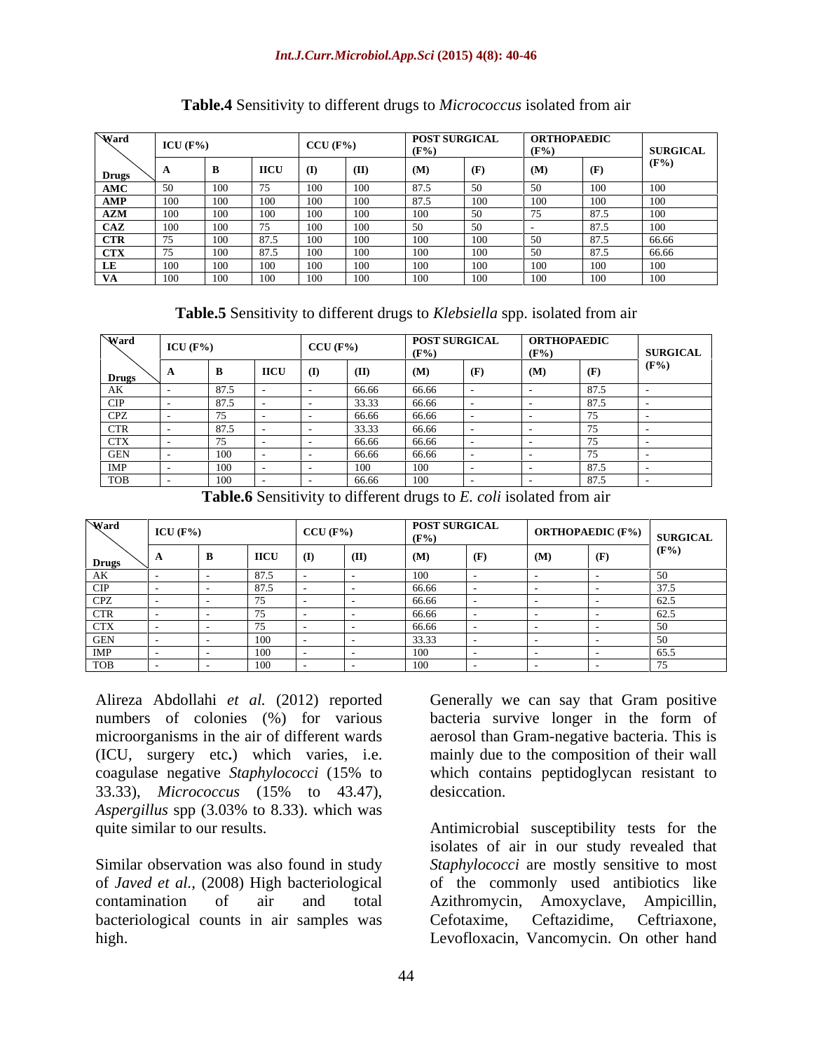**Table.4** Sensitivity to different drugs to *Micrococcus* isolated from air

| Ward / Drugs | ICU (F%) | | | CCU (F%) | | POST SURGICAL (F%) | | ORTHOPAEDIC (F%) | | SURGICAL (F%) |
|---|---|---|---|---|---|---|---|---|---|---|
| | A | B | IICU | (I) | (II) | (M) | (F) | (M) | (F) | |
| AMC | 50 | 100 | 75 | 100 | 100 | 87.5 | 50 | 50 | 100 | 100 |
| AMP | 100 | 100 | 100 | 100 | 100 | 87.5 | 100 | 100 | 100 | 100 |
| AZM | 100 | 100 | 100 | 100 | 100 | 100 | 50 | 75 | 87.5 | 100 |
| CAZ | 100 | 100 | 75 | 100 | 100 | 50 | 50 | - | 87.5 | 100 |
| CTR | 75 | 100 | 87.5 | 100 | 100 | 100 | 100 | 50 | 87.5 | 66.66 |
| CTX | 75 | 100 | 87.5 | 100 | 100 | 100 | 100 | 50 | 87.5 | 66.66 |
| LE | 100 | 100 | 100 | 100 | 100 | 100 | 100 | 100 | 100 | 100 |
| VA | 100 | 100 | 100 | 100 | 100 | 100 | 100 | 100 | 100 | 100 |

**Table.5** Sensitivity to different drugs to *Klebsiella* spp. isolated from air

| Ward / Drugs | ICU (F%) | | | CCU (F%) | | POST SURGICAL (F%) | | ORTHOPAEDIC (F%) | | SURGICAL (F%) |
|---|---|---|---|---|---|---|---|---|---|---|
| | A | B | IICU | (I) | (II) | (M) | (F) | (M) | (F) | |
| AK | - | 87.5 | - | - | 66.66 | 66.66 | - | - | 87.5 | - |
| CIP | - | 87.5 | - | - | 33.33 | 66.66 | - | - | 87.5 | - |
| CPZ | - | 75 | - | - | 66.66 | 66.66 | - | - | 75 | - |
| CTR | - | 87.5 | - | - | 33.33 | 66.66 | - | - | 75 | - |
| CTX | - | 75 | - | - | 66.66 | 66.66 | - | - | 75 | - |
| GEN | - | 100 | - | - | 66.66 | 66.66 | - | - | 75 | - |
| IMP | - | 100 | - | - | 100 | 100 | - | - | 87.5 | - |
| TOB | - | 100 | - | - | 66.66 | 100 | - | - | 87.5 | - |

**Table.6** Sensitivity to different drugs to *E. coli* isolated from air

| Ward / Drugs | ICU (F%) | | | CCU (F%) | | POST SURGICAL (F%) | | ORTHOPAEDIC (F%) | | SURGICAL (F%) |
|---|---|---|---|---|---|---|---|---|---|---|
| | A | B | IICU | (I) | (II) | (M) | (F) | (M) | (F) | |
| AK | - | - | 87.5 | - | - | 100 | - | - | - | 50 |
| CIP | - | - | 87.5 | - | - | 66.66 | - | - | - | 37.5 |
| CPZ | - | - | 75 | - | - | 66.66 | - | - | - | 62.5 |
| CTR | - | - | 75 | - | - | 66.66 | - | - | - | 62.5 |
| CTX | - | - | 75 | - | - | 66.66 | - | - | - | 50 |
| GEN | - | - | 100 | - | - | 33.33 | - | - | - | 50 |
| IMP | - | - | 100 | - | - | 100 | - | - | - | 65.5 |
| TOB | - | - | 100 | - | - | 100 | - | - | - | 75 |

Alireza Abdollahi *et al.* (2012) reported numbers of colonies (%) for various microorganisms in the air of different wards (ICU, surgery etc**.**) which varies, i.e. coagulase negative *Staphylococci* (15% to 33.33), *Micrococcus* (15% to 43.47), *Aspergillus* spp (3.03% to 8.33). which was quite similar to our results.

Similar observation was also found in study of *Javed et al.*, (2008) High bacteriological contamination of air and total bacteriological counts in air samples was high.

Generally we can say that Gram positive bacteria survive longer in the form of aerosol than Gram-negative bacteria. This is mainly due to the composition of their wall which contains peptidoglycan resistant to desiccation.

Antimicrobial susceptibility tests for the isolates of air in our study revealed that *Staphylococci* are mostly sensitive to most of the commonly used antibiotics like Azithromycin, Amoxyclave, Ampicillin, Cefotaxime, Ceftazidime, Ceftriaxone, Levofloxacin, Vancomycin. On other hand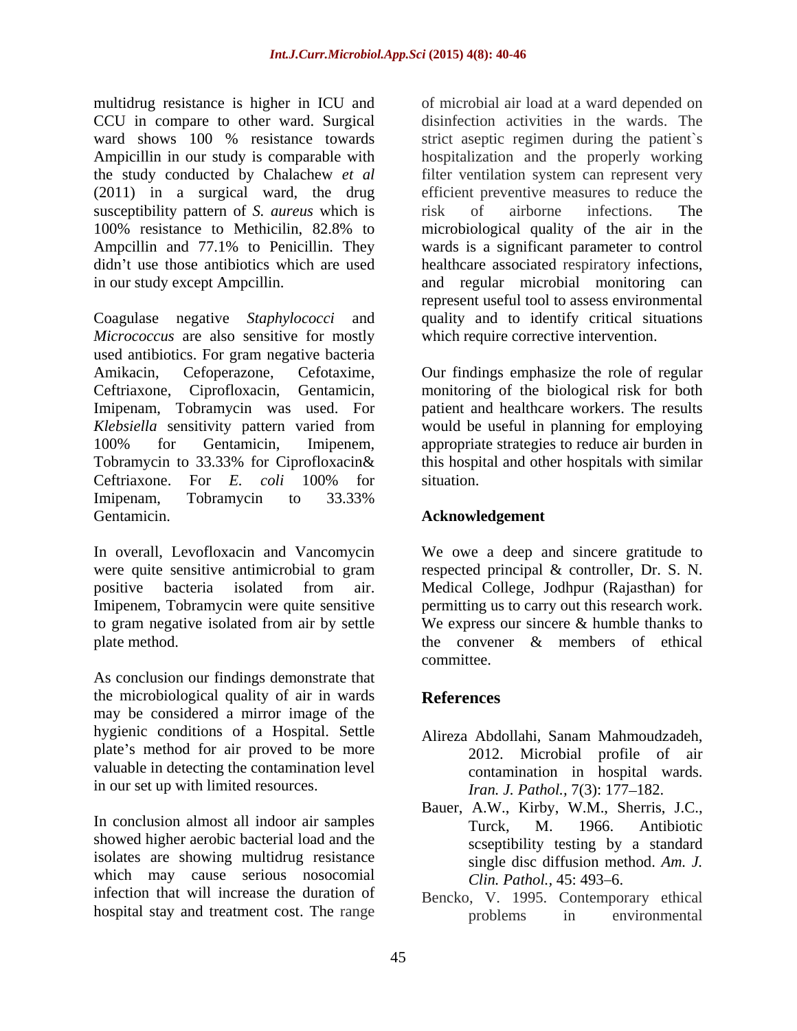multidrug resistance is higher in ICU and CCU in compare to other ward. Surgical ward shows 100 % resistance towards Ampicillin in our study is comparable with the study conducted by Chalachew *et al* (2011) in a surgical ward, the drug susceptibility pattern of *S. aureus* which is 100% resistance to Methicilin, 82.8% to Ampcillin and 77.1% to Penicillin. They didn't use those antibiotics which are used in our study except Ampcillin.

Coagulase negative *Staphylococci* and *Micrococcus* are also sensitive for mostly used antibiotics. For gram negative bacteria Amikacin, Cefoperazone, Cefotaxime, Ceftriaxone, Ciprofloxacin, Gentamicin, Imipenam, Tobramycin was used. For *Klebsiella* sensitivity pattern varied from 100% for Gentamicin, Imipenem, Tobramycin to 33.33% for Ciprofloxacin& Ceftriaxone. For *E. coli* 100% for Imipenam, Tobramycin to 33.33% Gentamicin.

In overall, Levofloxacin and Vancomycin were quite sensitive antimicrobial to gram positive bacteria isolated from air. Imipenem, Tobramycin were quite sensitive to gram negative isolated from air by settle plate method.

As conclusion our findings demonstrate that the microbiological quality of air in wards may be considered a mirror image of the hygienic conditions of a Hospital. Settle plate's method for air proved to be more valuable in detecting the contamination level in our set up with limited resources.

In conclusion almost all indoor air samples showed higher aerobic bacterial load and the isolates are showing multidrug resistance which may cause serious nosocomial infection that will increase the duration of hospital stay and treatment cost. The range of microbial air load at a ward depended on disinfection activities in the wards. The strict aseptic regimen during the patient`s hospitalization and the properly working filter ventilation system can represent very efficient preventive measures to reduce the risk of airborne infections. The microbiological quality of the air in the wards is a significant parameter to control healthcare associated respiratory infections, and regular microbial monitoring can represent useful tool to assess environmental quality and to identify critical situations which require corrective intervention.

Our findings emphasize the role of regular monitoring of the biological risk for both patient and healthcare workers. The results would be useful in planning for employing appropriate strategies to reduce air burden in this hospital and other hospitals with similar situation.

## Acknowledgement

We owe a deep and sincere gratitude to respected principal & controller, Dr. S. N. Medical College, Jodhpur (Rajasthan) for permitting us to carry out this research work. We express our sincere & humble thanks to the convener & members of ethical committee.

## References

Alireza Abdollahi, Sanam Mahmoudzadeh, 2012. Microbial profile of air contamination in hospital wards. *Iran. J. Pathol.,* 7(3): 177–182.

Bauer, A.W., Kirby, W.M., Sherris, J.C., Turck, M. 1966. Antibiotic scseptibility testing by a standard single disc diffusion method. *Am. J. Clin. Pathol.,* 45: 493–6.

Bencko, V. 1995. Contemporary ethical problems in environmental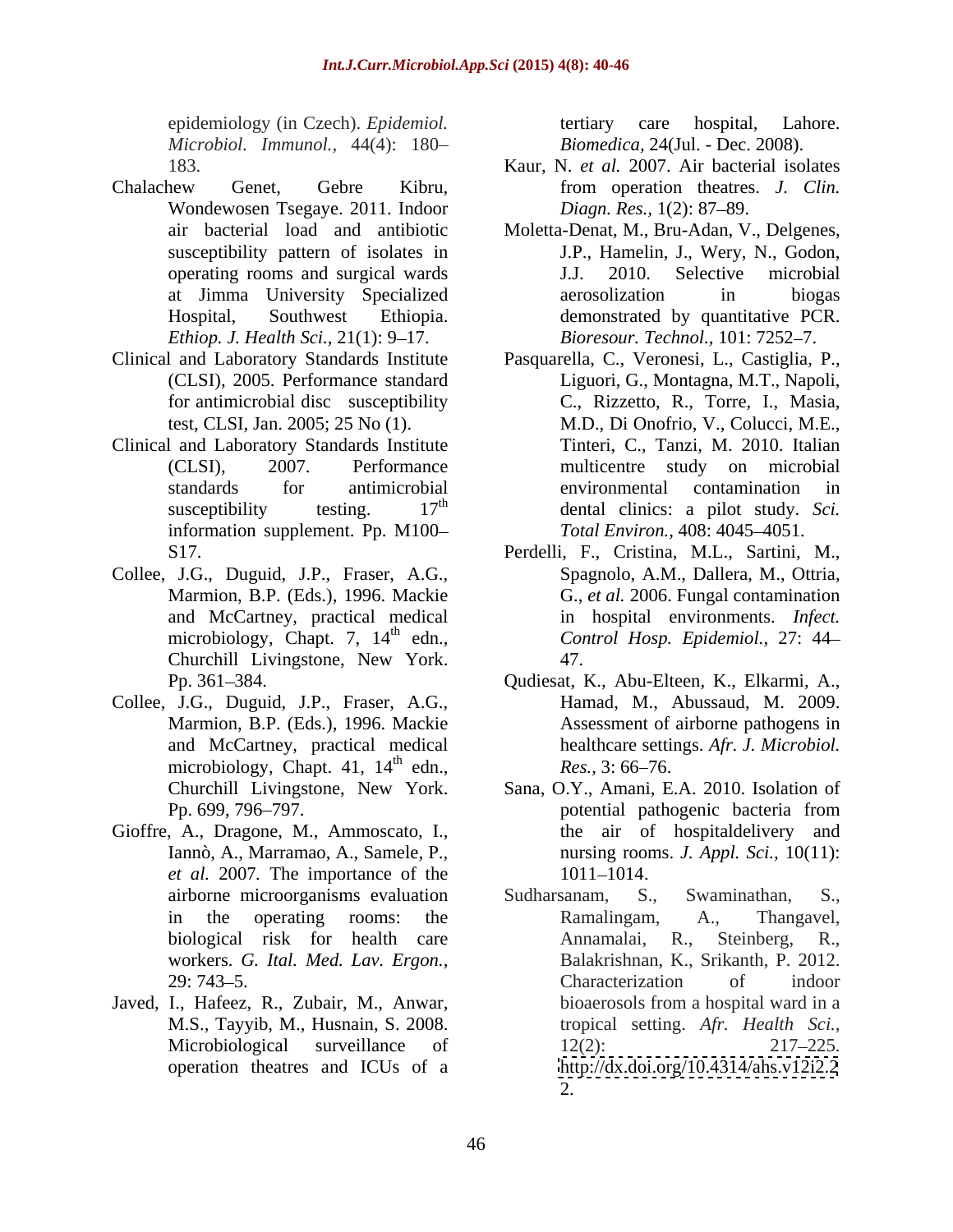epidemiology (in Czech). *Epidemiol. Microbiol. Immunol.,* 44(4): 180–183.

Chalachew Genet, Gebre Kibru, Wondewosen Tsegaye. 2011. Indoor air bacterial load and antibiotic susceptibility pattern of isolates in operating rooms and surgical wards at Jimma University Specialized Hospital, Southwest Ethiopia. *Ethiop. J. Health Sci.,* 21(1): 9–17.

Clinical and Laboratory Standards Institute (CLSI), 2005. Performance standard for antimicrobial disc susceptibility test, CLSI, Jan. 2005; 25 No (1).

Clinical and Laboratory Standards Institute (CLSI), 2007. Performance standards for antimicrobial susceptibility testing. 17th information supplement. Pp. M100–S17.

Collee, J.G., Duguid, J.P., Fraser, A.G., Marmion, B.P. (Eds.), 1996. Mackie and McCartney, practical medical microbiology, Chapt. 7, 14th edn., Churchill Livingstone, New York. Pp. 361–384.

Collee, J.G., Duguid, J.P., Fraser, A.G., Marmion, B.P. (Eds.), 1996. Mackie and McCartney, practical medical microbiology, Chapt. 41, 14th edn., Churchill Livingstone, New York. Pp. 699, 796–797.

Gioffre, A., Dragone, M., Ammoscato, I., Iannò, A., Marramao, A., Samele, P., *et al.* 2007. The importance of the airborne microorganisms evaluation in the operating rooms: the biological risk for health care workers. *G. Ital. Med. Lav. Ergon.,* 29: 743–5.

Javed, I., Hafeez, R., Zubair, M., Anwar, M.S., Tayyib, M., Husnain, S. 2008. Microbiological surveillance of operation theatres and ICUs of a tertiary care hospital, Lahore. *Biomedica,* 24(Jul. - Dec. 2008).

Kaur, N. *et al.* 2007. Air bacterial isolates from operation theatres. *J. Clin. Diagn. Res.,* 1(2): 87–89.

Moletta-Denat, M., Bru-Adan, V., Delgenes, J.P., Hamelin, J., Wery, N., Godon, J.J. 2010. Selective microbial aerosolization in biogas demonstrated by quantitative PCR. *Bioresour. Technol.,* 101: 7252–7.

Pasquarella, C., Veronesi, L., Castiglia, P., Liguori, G., Montagna, M.T., Napoli, C., Rizzetto, R., Torre, I., Masia, M.D., Di Onofrio, V., Colucci, M.E., Tinteri, C., Tanzi, M. 2010. Italian multicentre study on microbial environmental contamination in dental clinics: a pilot study. *Sci. Total Environ.,* 408: 4045–4051.

Perdelli, F., Cristina, M.L., Sartini, M., Spagnolo, A.M., Dallera, M., Ottria, G., *et al.* 2006. Fungal contamination in hospital environments. *Infect. Control Hosp. Epidemiol.,* 27: 44–47.

Qudiesat, K., Abu-Elteen, K., Elkarmi, A., Hamad, M., Abussaud, M. 2009. Assessment of airborne pathogens in healthcare settings. *Afr. J. Microbiol. Res.,* 3: 66–76.

Sana, O.Y., Amani, E.A. 2010. Isolation of potential pathogenic bacteria from the air of hospitaldelivery and nursing rooms. *J. Appl. Sci.,* 10(11): 1011–1014.

Sudharsanam, S., Swaminathan, S., Ramalingam, A., Thangavel, Annamalai, R., Steinberg, R., Balakrishnan, K., Srikanth, P. 2012. Characterization of indoor bioaerosols from a hospital ward in a tropical setting. *Afr. Health Sci.,* 12(2): 217–225. http://dx.doi.org/10.4314/ahs.v12i2.22.